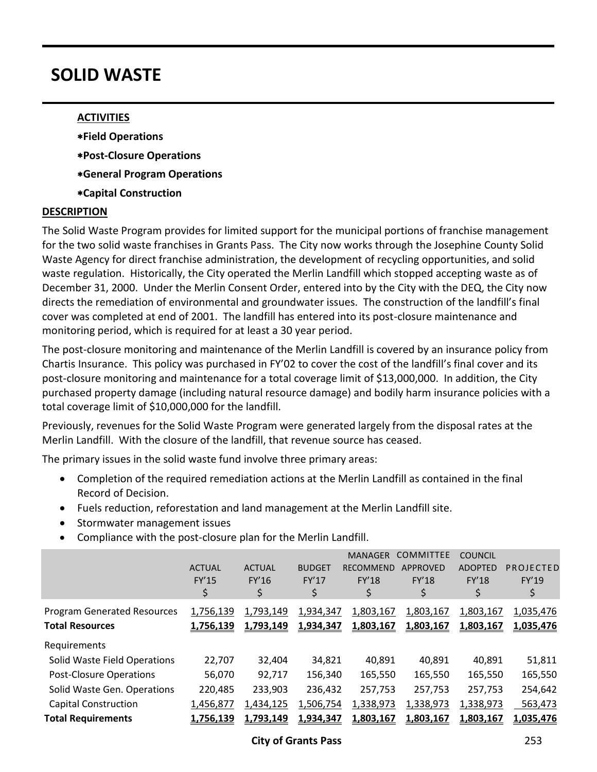# SOLID WASTE

**ACTIVITIES**

- **Field Operations**
- **Post-Closure Operations**
- **General Program Operations**
- **Capital Construction**

**DESCRIPTION**

The Solid Waste Program provides for limited support for the municipal portions of franchise management for the two solid waste franchises in Grants Pass. The City now works through the Josephine County Solid Waste Agency for direct franchise administration, the development of recycling opportunities, and solid waste regulation. Historically, the City operated the Merlin Landfill which stopped accepting waste as of December 31, 2000. Under the Merlin Consent Order, entered into by the City with the DEQ, the City now directs the remediation of environmental and groundwater issues. The construction of the landfill's final cover was completed at end of 2001. The landfill has entered into its post-closure maintenance and monitoring period, which is required for at least a 30 year period.

The post-closure monitoring and maintenance of the Merlin Landfill is covered by an insurance policy from Chartis Insurance. This policy was purchased in FY'02 to cover the cost of the landfill's final cover and its post-closure monitoring and maintenance for a total coverage limit of $13,000,000. In addition, the City purchased property damage (including natural resource damage) and bodily harm insurance policies with a total coverage limit of $10,000,000 for the landfill.

Previously, revenues for the Solid Waste Program were generated largely from the disposal rates at the Merlin Landfill. With the closure of the landfill, that revenue source has ceased.

The primary issues in the solid waste fund involve three primary areas:

- Completion of the required remediation actions at the Merlin Landfill as contained in the final Record of Decision.
- Fuels reduction, reforestation and land management at the Merlin Landfill site.
- Stormwater management issues
- Compliance with the post-closure plan for the Merlin Landfill.

| | ACTUAL FY'15 $ | ACTUAL FY'16 $ | BUDGET FY'17 $ | MANAGER RECOMMEND FY'18 $ | COMMITTEE APPROVED FY'18 $ | COUNCIL ADOPTED FY'18 $ | PROJECTED FY'19 $ |
|---|---|---|---|---|---|---|---|
| Program Generated Resources | 1,756,139 | 1,793,149 | 1,934,347 | 1,803,167 | 1,803,167 | 1,803,167 | 1,035,476 |
| **Total Resources** | **1,756,139** | **1,793,149** | **1,934,347** | **1,803,167** | **1,803,167** | **1,803,167** | **1,035,476** |
| Requirements | | | | | | | |
| Solid Waste Field Operations | 22,707 | 32,404 | 34,821 | 40,891 | 40,891 | 40,891 | 51,811 |
| Post-Closure Operations | 56,070 | 92,717 | 156,340 | 165,550 | 165,550 | 165,550 | 165,550 |
| Solid Waste Gen. Operations | 220,485 | 233,903 | 236,432 | 257,753 | 257,753 | 257,753 | 254,642 |
| Capital Construction | 1,456,877 | 1,434,125 | 1,506,754 | 1,338,973 | 1,338,973 | 1,338,973 | 563,473 |
| **Total Requirements** | **1,756,139** | **1,793,149** | **1,934,347** | **1,803,167** | **1,803,167** | **1,803,167** | **1,035,476** |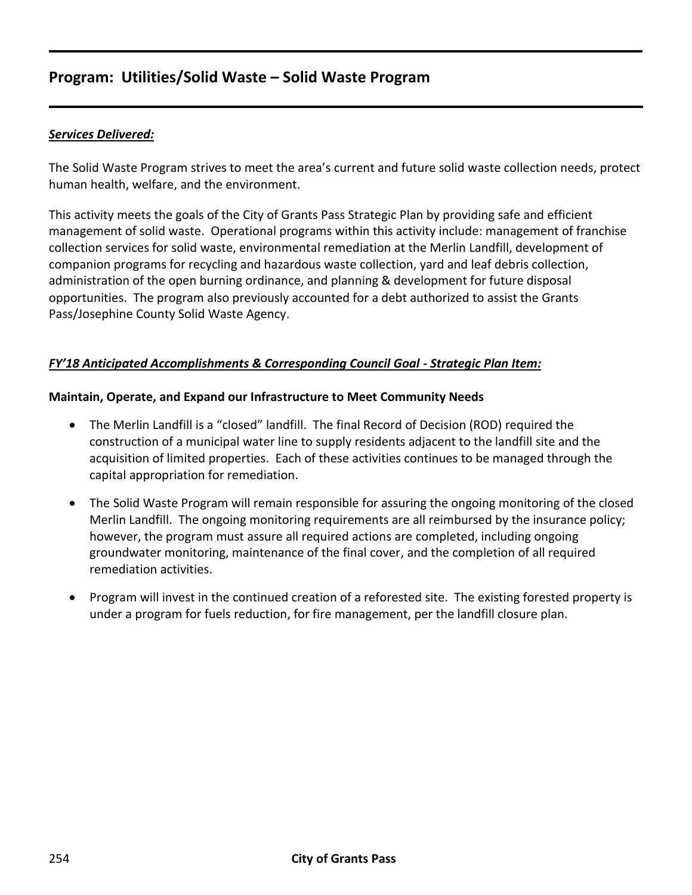## Program: Utilities/Solid Waste – Solid Waste Program

***Services Delivered:***

The Solid Waste Program strives to meet the area's current and future solid waste collection needs, protect human health, welfare, and the environment.

This activity meets the goals of the City of Grants Pass Strategic Plan by providing safe and efficient management of solid waste. Operational programs within this activity include: management of franchise collection services for solid waste, environmental remediation at the Merlin Landfill, development of companion programs for recycling and hazardous waste collection, yard and leaf debris collection, administration of the open burning ordinance, and planning & development for future disposal opportunities. The program also previously accounted for a debt authorized to assist the Grants Pass/Josephine County Solid Waste Agency.

***FY'18 Anticipated Accomplishments & Corresponding Council Goal - Strategic Plan Item:***

**Maintain, Operate, and Expand our Infrastructure to Meet Community Needs**

- The Merlin Landfill is a "closed" landfill. The final Record of Decision (ROD) required the construction of a municipal water line to supply residents adjacent to the landfill site and the acquisition of limited properties. Each of these activities continues to be managed through the capital appropriation for remediation.
- The Solid Waste Program will remain responsible for assuring the ongoing monitoring of the closed Merlin Landfill. The ongoing monitoring requirements are all reimbursed by the insurance policy; however, the program must assure all required actions are completed, including ongoing groundwater monitoring, maintenance of the final cover, and the completion of all required remediation activities.
- Program will invest in the continued creation of a reforested site. The existing forested property is under a program for fuels reduction, for fire management, per the landfill closure plan.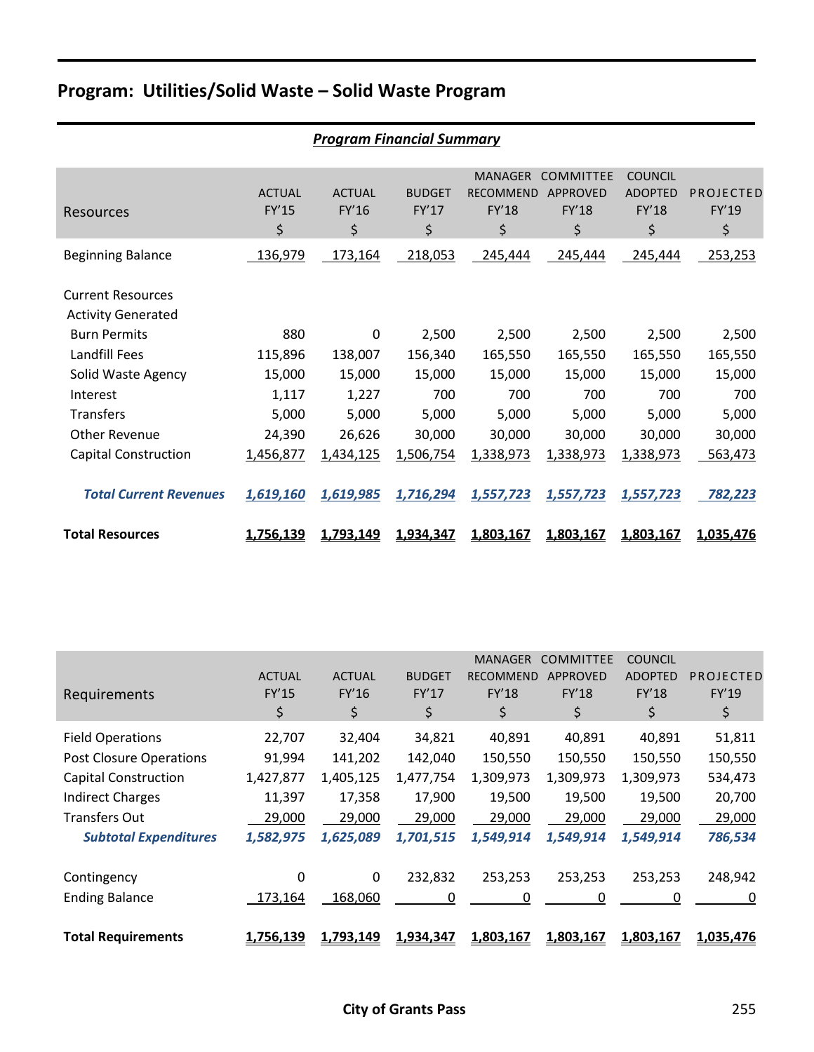## Program: Utilities/Solid Waste – Solid Waste Program

***Program Financial Summary***

| Resources | ACTUAL FY'15 $ | ACTUAL FY'16 $ | BUDGET FY'17 $ | MANAGER RECOMMEND FY'18 $ | COMMITTEE APPROVED FY'18 $ | COUNCIL ADOPTED FY'18 $ | PROJECTED FY'19 $ |
|---|---|---|---|---|---|---|---|
| Beginning Balance | 136,979 | 173,164 | 218,053 | 245,444 | 245,444 | 245,444 | 253,253 |
| Current Resources | | | | | | | |
| Activity Generated | | | | | | | |
| Burn Permits | 880 | 0 | 2,500 | 2,500 | 2,500 | 2,500 | 2,500 |
| Landfill Fees | 115,896 | 138,007 | 156,340 | 165,550 | 165,550 | 165,550 | 165,550 |
| Solid Waste Agency | 15,000 | 15,000 | 15,000 | 15,000 | 15,000 | 15,000 | 15,000 |
| Interest | 1,117 | 1,227 | 700 | 700 | 700 | 700 | 700 |
| Transfers | 5,000 | 5,000 | 5,000 | 5,000 | 5,000 | 5,000 | 5,000 |
| Other Revenue | 24,390 | 26,626 | 30,000 | 30,000 | 30,000 | 30,000 | 30,000 |
| Capital Construction | 1,456,877 | 1,434,125 | 1,506,754 | 1,338,973 | 1,338,973 | 1,338,973 | 563,473 |
| ***Total Current Revenues*** | ***1,619,160*** | ***1,619,985*** | ***1,716,294*** | ***1,557,723*** | ***1,557,723*** | ***1,557,723*** | ***782,223*** |
| **Total Resources** | **1,756,139** | **1,793,149** | **1,934,347** | **1,803,167** | **1,803,167** | **1,803,167** | **1,035,476** |

| Requirements | ACTUAL FY'15 $ | ACTUAL FY'16 $ | BUDGET FY'17 $ | MANAGER RECOMMEND FY'18 $ | COMMITTEE APPROVED FY'18 $ | COUNCIL ADOPTED FY'18 $ | PROJECTED FY'19 $ |
|---|---|---|---|---|---|---|---|
| Field Operations | 22,707 | 32,404 | 34,821 | 40,891 | 40,891 | 40,891 | 51,811 |
| Post Closure Operations | 91,994 | 141,202 | 142,040 | 150,550 | 150,550 | 150,550 | 150,550 |
| Capital Construction | 1,427,877 | 1,405,125 | 1,477,754 | 1,309,973 | 1,309,973 | 1,309,973 | 534,473 |
| Indirect Charges | 11,397 | 17,358 | 17,900 | 19,500 | 19,500 | 19,500 | 20,700 |
| Transfers Out | 29,000 | 29,000 | 29,000 | 29,000 | 29,000 | 29,000 | 29,000 |
| ***Subtotal Expenditures*** | ***1,582,975*** | ***1,625,089*** | ***1,701,515*** | ***1,549,914*** | ***1,549,914*** | ***1,549,914*** | ***786,534*** |
| Contingency | 0 | 0 | 232,832 | 253,253 | 253,253 | 253,253 | 248,942 |
| Ending Balance | 173,164 | 168,060 | 0 | 0 | 0 | 0 | 0 |
| **Total Requirements** | **1,756,139** | **1,793,149** | **1,934,347** | **1,803,167** | **1,803,167** | **1,803,167** | **1,035,476** |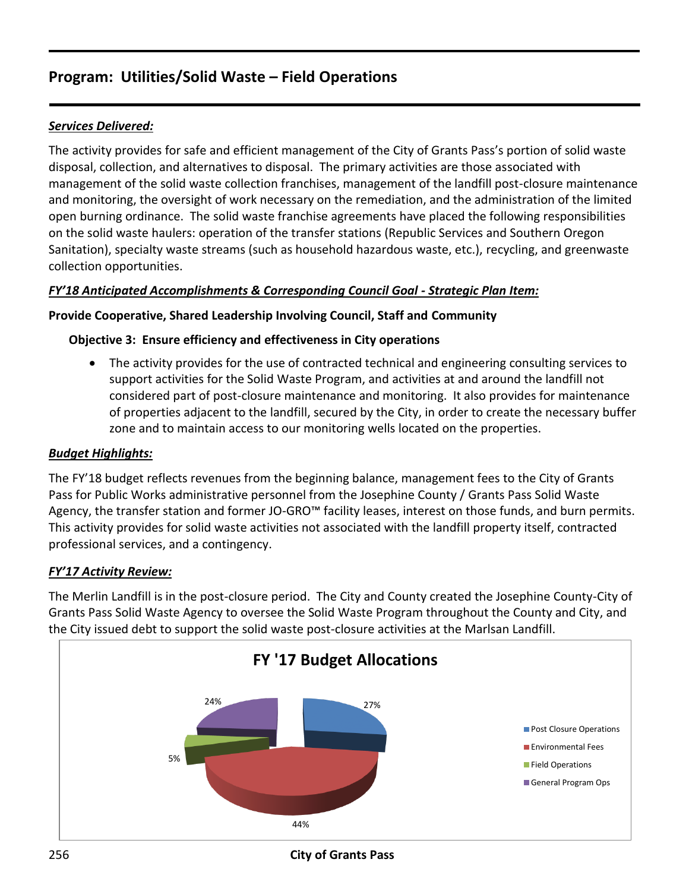## Program: Utilities/Solid Waste – Field Operations

***Services Delivered:***

The activity provides for safe and efficient management of the City of Grants Pass's portion of solid waste disposal, collection, and alternatives to disposal. The primary activities are those associated with management of the solid waste collection franchises, management of the landfill post-closure maintenance and monitoring, the oversight of work necessary on the remediation, and the administration of the limited open burning ordinance. The solid waste franchise agreements have placed the following responsibilities on the solid waste haulers: operation of the transfer stations (Republic Services and Southern Oregon Sanitation), specialty waste streams (such as household hazardous waste, etc.), recycling, and greenwaste collection opportunities.

***FY'18 Anticipated Accomplishments & Corresponding Council Goal - Strategic Plan Item:***

**Provide Cooperative, Shared Leadership Involving Council, Staff and Community**

**Objective 3: Ensure efficiency and effectiveness in City operations**

- The activity provides for the use of contracted technical and engineering consulting services to support activities for the Solid Waste Program, and activities at and around the landfill not considered part of post-closure maintenance and monitoring. It also provides for maintenance of properties adjacent to the landfill, secured by the City, in order to create the necessary buffer zone and to maintain access to our monitoring wells located on the properties.

***Budget Highlights:***

The FY'18 budget reflects revenues from the beginning balance, management fees to the City of Grants Pass for Public Works administrative personnel from the Josephine County / Grants Pass Solid Waste Agency, the transfer station and former JO-GRO™ facility leases, interest on those funds, and burn permits. This activity provides for solid waste activities not associated with the landfill property itself, contracted professional services, and a contingency.

***FY'17 Activity Review:***

The Merlin Landfill is in the post-closure period. The City and County created the Josephine County-City of Grants Pass Solid Waste Agency to oversee the Solid Waste Program throughout the County and City, and the City issued debt to support the solid waste post-closure activities at the Marlsan Landfill.

**FY '17 Budget Allocations**

| Category | Allocation |
|---|---|
| Post Closure Operations | 27% |
| Environmental Fees | 44% |
| Field Operations | 5% |
| General Program Ops | 24% |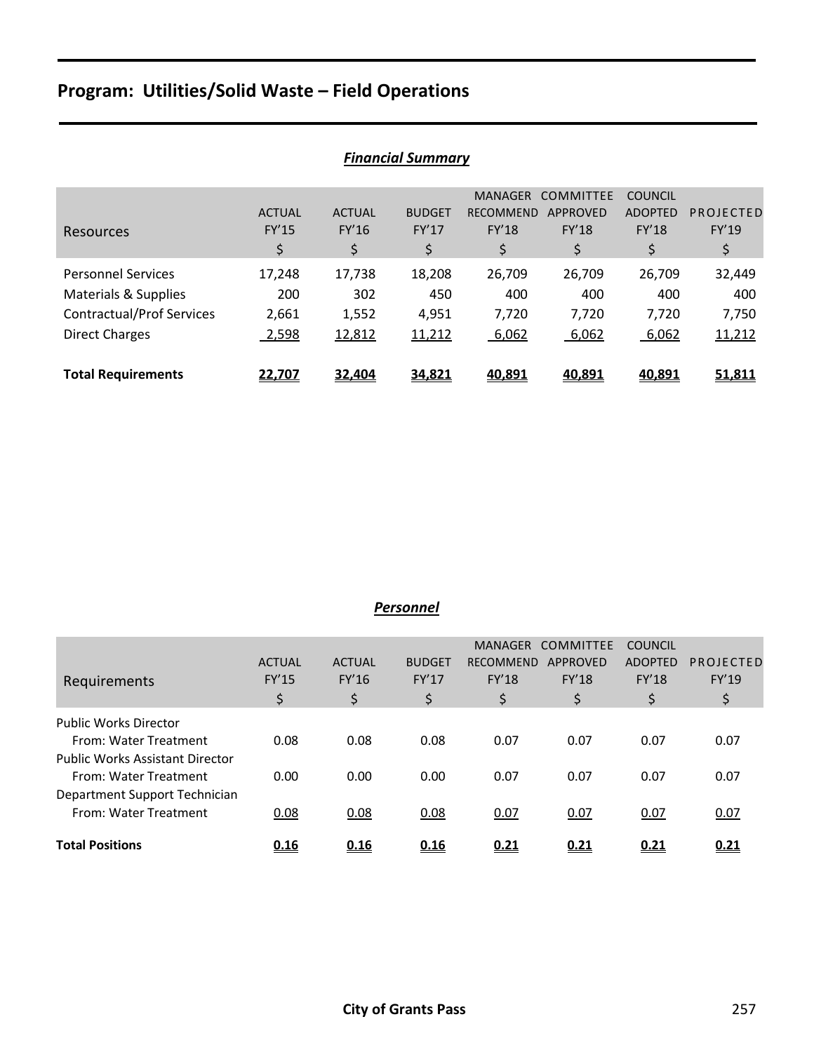# Program: Utilities/Solid Waste – Field Operations

***Financial Summary***

| Resources | ACTUAL FY'15 $ | ACTUAL FY'16 $ | BUDGET FY'17 $ | MANAGER RECOMMEND FY'18 $ | COMMITTEE APPROVED FY'18 $ | COUNCIL ADOPTED FY'18 $ | PROJECTED FY'19 $ |
|---|---|---|---|---|---|---|---|
| Personnel Services | 17,248 | 17,738 | 18,208 | 26,709 | 26,709 | 26,709 | 32,449 |
| Materials & Supplies | 200 | 302 | 450 | 400 | 400 | 400 | 400 |
| Contractual/Prof Services | 2,661 | 1,552 | 4,951 | 7,720 | 7,720 | 7,720 | 7,750 |
| Direct Charges | 2,598 | 12,812 | 11,212 | 6,062 | 6,062 | 6,062 | 11,212 |
| **Total Requirements** | **22,707** | **32,404** | **34,821** | **40,891** | **40,891** | **40,891** | **51,811** |

***Personnel***

| Requirements | ACTUAL FY'15 $ | ACTUAL FY'16 $ | BUDGET FY'17 $ | MANAGER RECOMMEND FY'18 $ | COMMITTEE APPROVED FY'18 $ | COUNCIL ADOPTED FY'18 $ | PROJECTED FY'19 $ |
|---|---|---|---|---|---|---|---|
| Public Works Director | | | | | | | |
| From: Water Treatment | 0.08 | 0.08 | 0.08 | 0.07 | 0.07 | 0.07 | 0.07 |
| Public Works Assistant Director | | | | | | | |
| From: Water Treatment | 0.00 | 0.00 | 0.00 | 0.07 | 0.07 | 0.07 | 0.07 |
| Department Support Technician | | | | | | | |
| From: Water Treatment | 0.08 | 0.08 | 0.08 | 0.07 | 0.07 | 0.07 | 0.07 |
| **Total Positions** | **0.16** | **0.16** | **0.16** | **0.21** | **0.21** | **0.21** | **0.21** |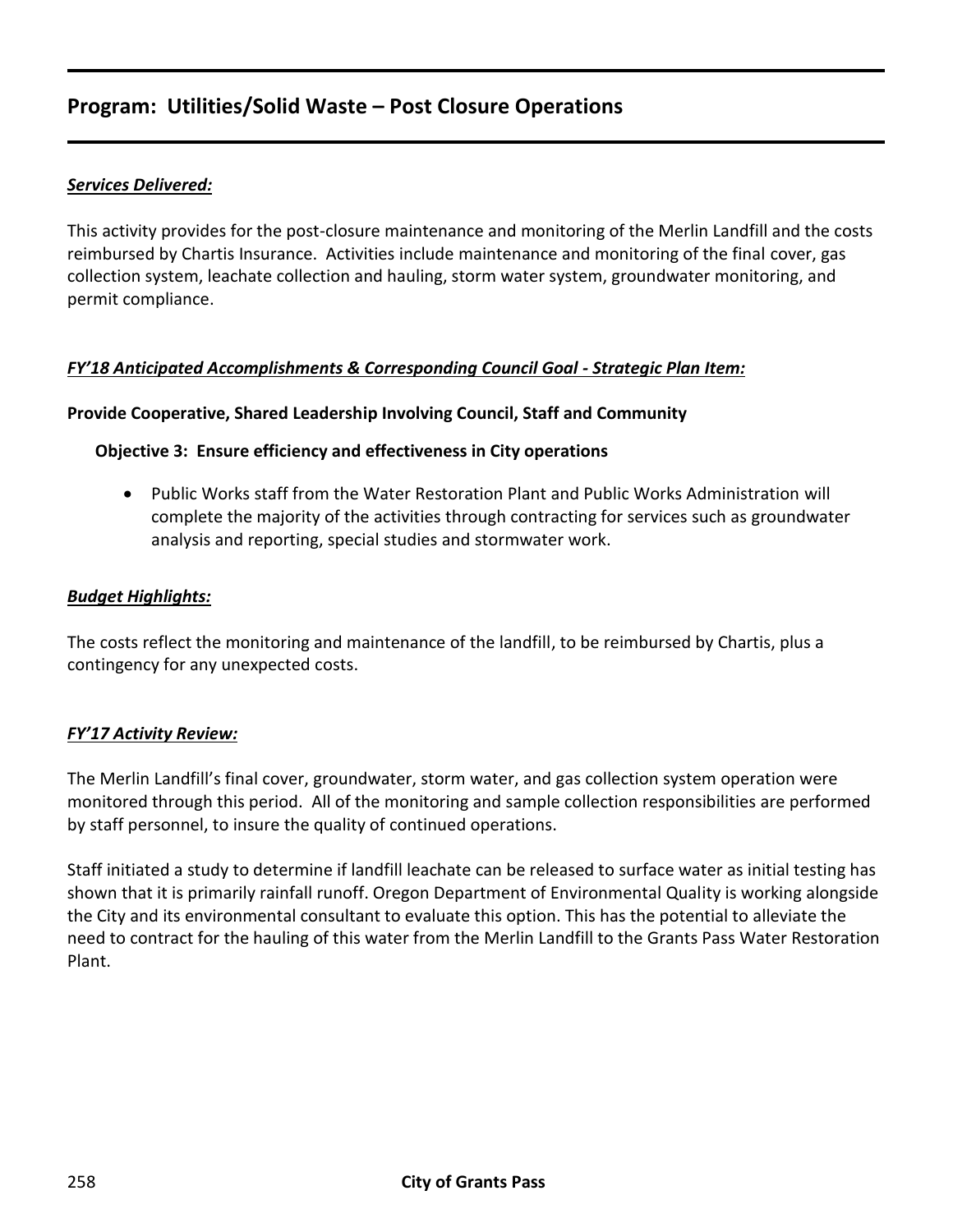## Program: Utilities/Solid Waste – Post Closure Operations

***Services Delivered:***

This activity provides for the post-closure maintenance and monitoring of the Merlin Landfill and the costs reimbursed by Chartis Insurance. Activities include maintenance and monitoring of the final cover, gas collection system, leachate collection and hauling, storm water system, groundwater monitoring, and permit compliance.

***FY'18 Anticipated Accomplishments & Corresponding Council Goal - Strategic Plan Item:***

**Provide Cooperative, Shared Leadership Involving Council, Staff and Community**

**Objective 3: Ensure efficiency and effectiveness in City operations**

- Public Works staff from the Water Restoration Plant and Public Works Administration will complete the majority of the activities through contracting for services such as groundwater analysis and reporting, special studies and stormwater work.

***Budget Highlights:***

The costs reflect the monitoring and maintenance of the landfill, to be reimbursed by Chartis, plus a contingency for any unexpected costs.

***FY'17 Activity Review:***

The Merlin Landfill's final cover, groundwater, storm water, and gas collection system operation were monitored through this period. All of the monitoring and sample collection responsibilities are performed by staff personnel, to insure the quality of continued operations.

Staff initiated a study to determine if landfill leachate can be released to surface water as initial testing has shown that it is primarily rainfall runoff. Oregon Department of Environmental Quality is working alongside the City and its environmental consultant to evaluate this option. This has the potential to alleviate the need to contract for the hauling of this water from the Merlin Landfill to the Grants Pass Water Restoration Plant.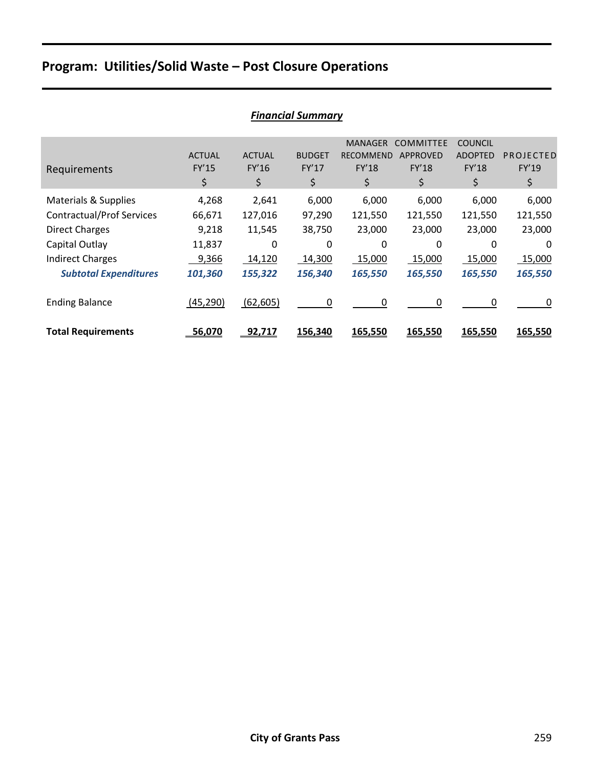## Program: Utilities/Solid Waste – Post Closure Operations

***Financial Summary***

| Requirements | ACTUAL FY'15 $ | ACTUAL FY'16 $ | BUDGET FY'17 $ | MANAGER RECOMMEND FY'18 $ | COMMITTEE APPROVED FY'18 $ | COUNCIL ADOPTED FY'18 $ | PROJECTED FY'19 $ |
|---|---|---|---|---|---|---|---|
| Materials & Supplies | 4,268 | 2,641 | 6,000 | 6,000 | 6,000 | 6,000 | 6,000 |
| Contractual/Prof Services | 66,671 | 127,016 | 97,290 | 121,550 | 121,550 | 121,550 | 121,550 |
| Direct Charges | 9,218 | 11,545 | 38,750 | 23,000 | 23,000 | 23,000 | 23,000 |
| Capital Outlay | 11,837 | 0 | 0 | 0 | 0 | 0 | 0 |
| Indirect Charges | 9,366 | 14,120 | 14,300 | 15,000 | 15,000 | 15,000 | 15,000 |
| ***Subtotal Expenditures*** | ***101,360*** | ***155,322*** | ***156,340*** | ***165,550*** | ***165,550*** | ***165,550*** | ***165,550*** |
| Ending Balance | (45,290) | (62,605) | 0 | 0 | 0 | 0 | 0 |
| **Total Requirements** | **56,070** | **92,717** | **156,340** | **165,550** | **165,550** | **165,550** | **165,550** |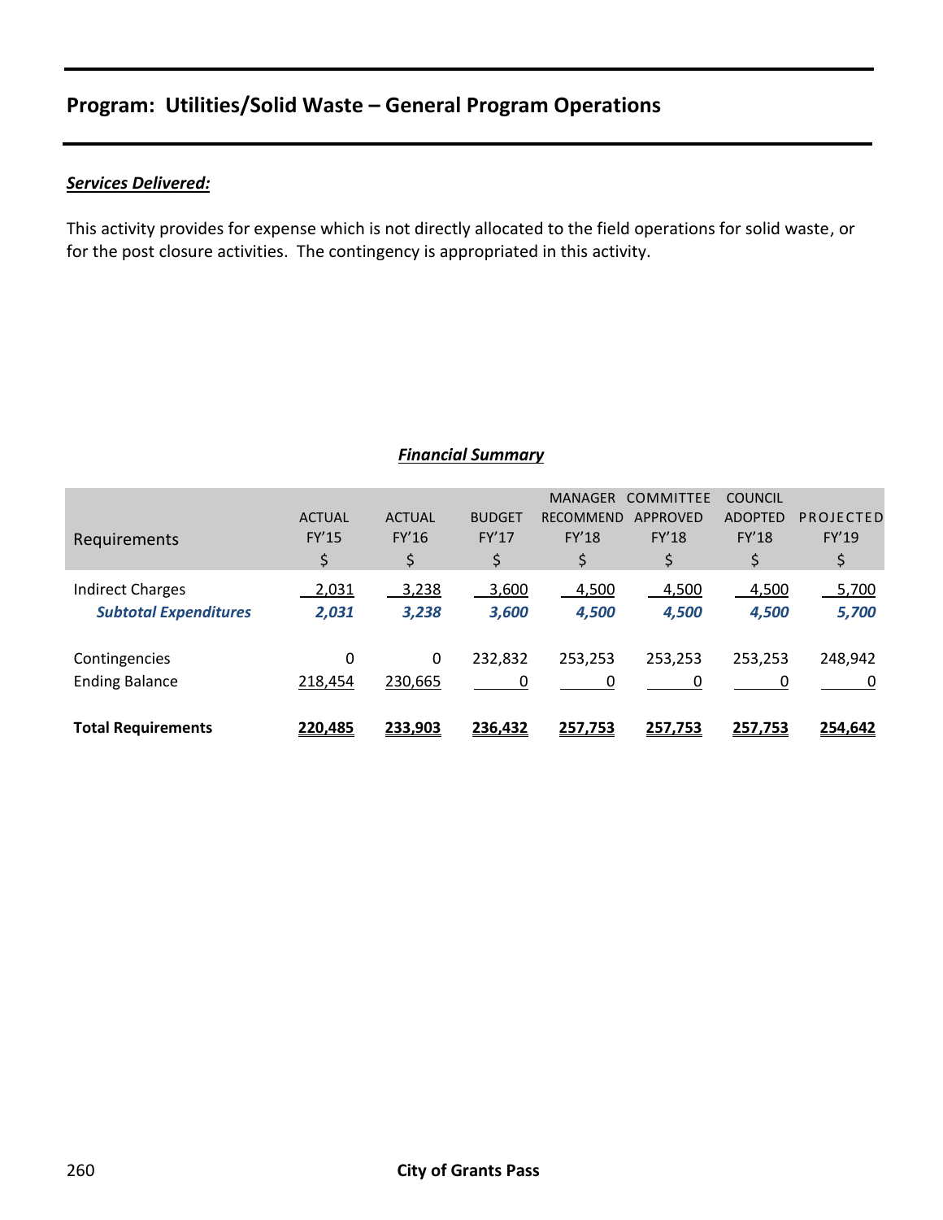## Program: Utilities/Solid Waste – General Program Operations

***Services Delivered:***

This activity provides for expense which is not directly allocated to the field operations for solid waste, or for the post closure activities. The contingency is appropriated in this activity.

### *Financial Summary*

| Requirements | ACTUAL FY'15 $ | ACTUAL FY'16 $ | BUDGET FY'17 $ | MANAGER RECOMMEND FY'18 $ | COMMITTEE APPROVED FY'18 $ | COUNCIL ADOPTED FY'18 $ | PROJECTED FY'19 $ |
|---|---|---|---|---|---|---|---|
| Indirect Charges | 2,031 | 3,238 | 3,600 | 4,500 | 4,500 | 4,500 | 5,700 |
| ***Subtotal Expenditures*** | ***2,031*** | ***3,238*** | ***3,600*** | ***4,500*** | ***4,500*** | ***4,500*** | ***5,700*** |
| Contingencies | 0 | 0 | 232,832 | 253,253 | 253,253 | 253,253 | 248,942 |
| Ending Balance | 218,454 | 230,665 | 0 | 0 | 0 | 0 | 0 |
| **Total Requirements** | **220,485** | **233,903** | **236,432** | **257,753** | **257,753** | **257,753** | **254,642** |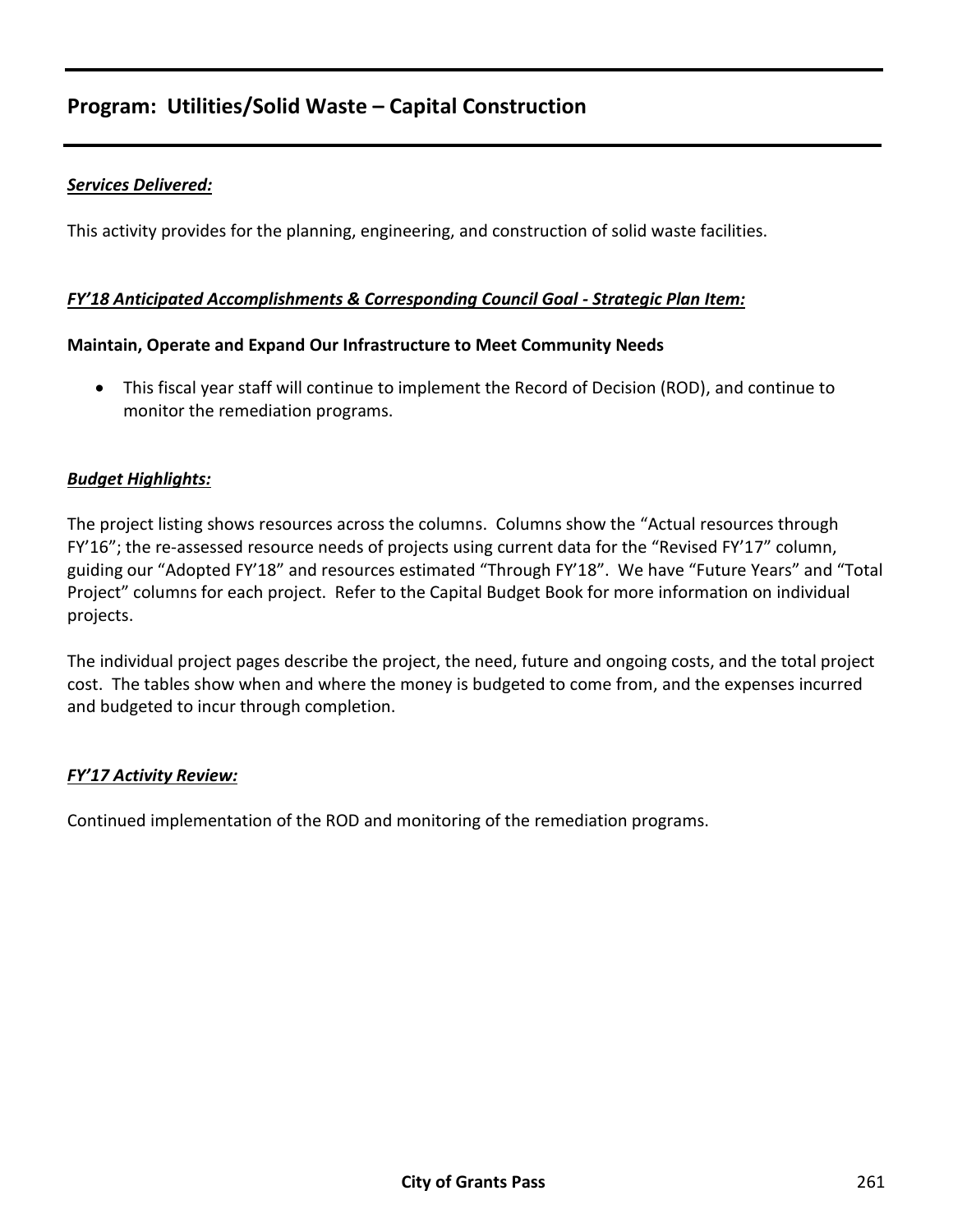## Program: Utilities/Solid Waste – Capital Construction

***Services Delivered:***

This activity provides for the planning, engineering, and construction of solid waste facilities.

***FY'18 Anticipated Accomplishments & Corresponding Council Goal - Strategic Plan Item:***

**Maintain, Operate and Expand Our Infrastructure to Meet Community Needs**

- This fiscal year staff will continue to implement the Record of Decision (ROD), and continue to monitor the remediation programs.

***Budget Highlights:***

The project listing shows resources across the columns. Columns show the "Actual resources through FY'16"; the re-assessed resource needs of projects using current data for the "Revised FY'17" column, guiding our "Adopted FY'18" and resources estimated "Through FY'18". We have "Future Years" and "Total Project" columns for each project. Refer to the Capital Budget Book for more information on individual projects.

The individual project pages describe the project, the need, future and ongoing costs, and the total project cost. The tables show when and where the money is budgeted to come from, and the expenses incurred and budgeted to incur through completion.

***FY'17 Activity Review:***

Continued implementation of the ROD and monitoring of the remediation programs.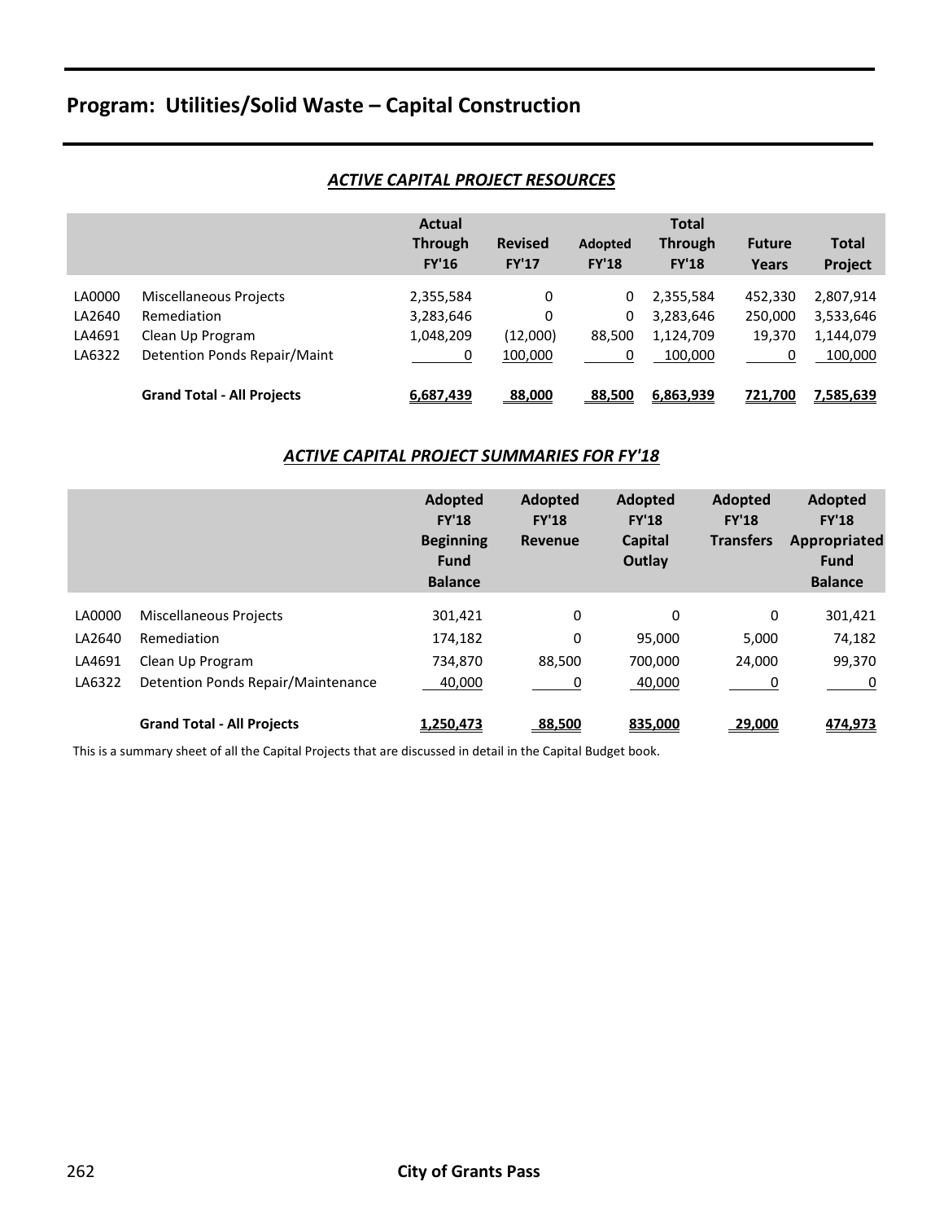# Program: Utilities/Solid Waste – Capital Construction

## *ACTIVE CAPITAL PROJECT RESOURCES*

| | | Actual Through FY'16 | Revised FY'17 | Adopted FY'18 | Total Through FY'18 | Future Years | Total Project |
|---|---|---|---|---|---|---|---|
| LA0000 | Miscellaneous Projects | 2,355,584 | 0 | 0 | 2,355,584 | 452,330 | 2,807,914 |
| LA2640 | Remediation | 3,283,646 | 0 | 0 | 3,283,646 | 250,000 | 3,533,646 |
| LA4691 | Clean Up Program | 1,048,209 | (12,000) | 88,500 | 1,124,709 | 19,370 | 1,144,079 |
| LA6322 | Detention Ponds Repair/Maint | 0 | 100,000 | 0 | 100,000 | 0 | 100,000 |
| | **Grand Total - All Projects** | **6,687,439** | **88,000** | **88,500** | **6,863,939** | **721,700** | **7,585,639** |

## *ACTIVE CAPITAL PROJECT SUMMARIES FOR FY'18*

| | | Adopted FY'18 Beginning Fund Balance | Adopted FY'18 Revenue | Adopted FY'18 Capital Outlay | Adopted FY'18 Transfers | Adopted FY'18 Appropriated Fund Balance |
|---|---|---|---|---|---|---|
| LA0000 | Miscellaneous Projects | 301,421 | 0 | 0 | 0 | 301,421 |
| LA2640 | Remediation | 174,182 | 0 | 95,000 | 5,000 | 74,182 |
| LA4691 | Clean Up Program | 734,870 | 88,500 | 700,000 | 24,000 | 99,370 |
| LA6322 | Detention Ponds Repair/Maintenance | 40,000 | 0 | 40,000 | 0 | 0 |
| | **Grand Total - All Projects** | **1,250,473** | **88,500** | **835,000** | **29,000** | **474,973** |

This is a summary sheet of all the Capital Projects that are discussed in detail in the Capital Budget book.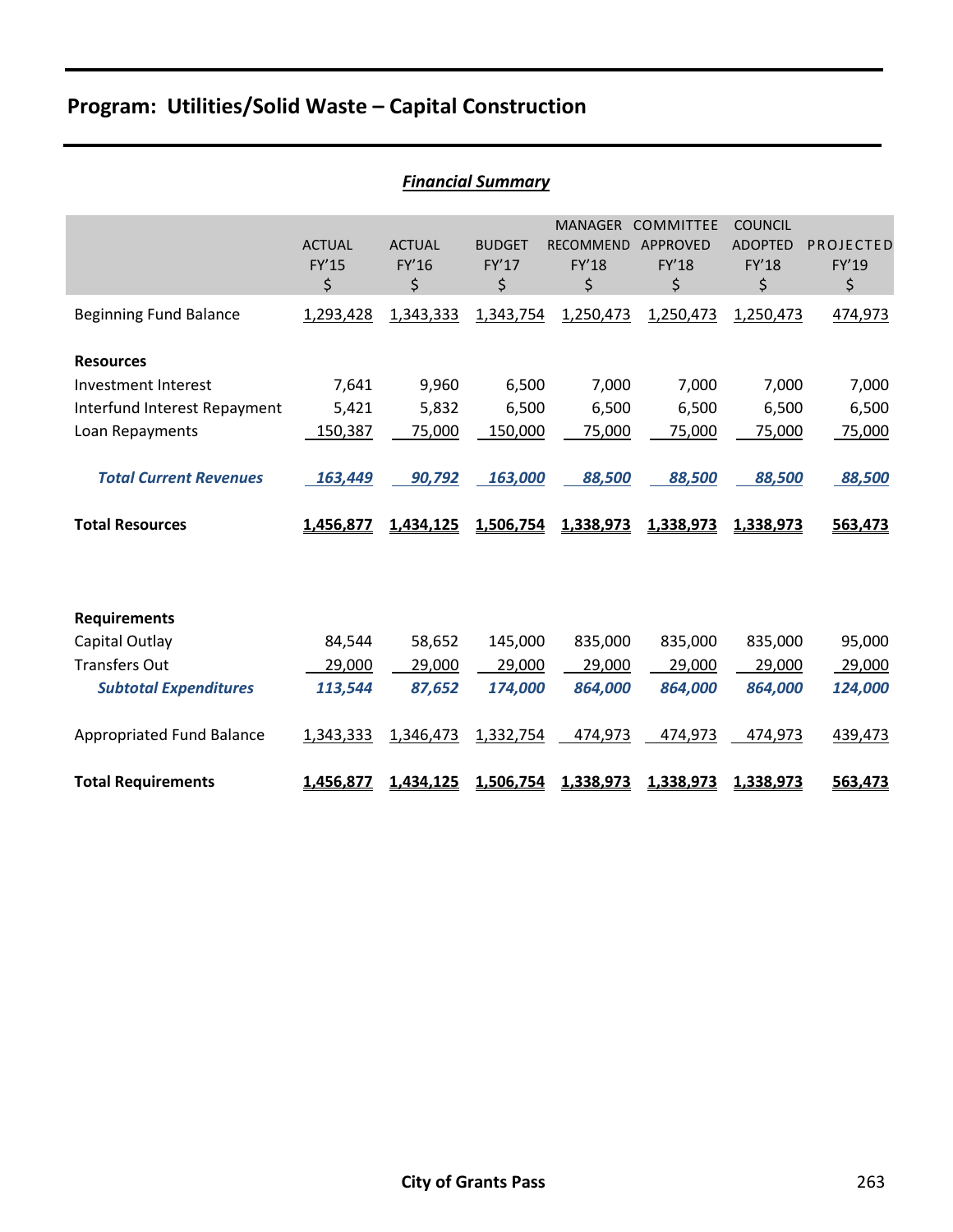## Program: Utilities/Solid Waste – Capital Construction

### *Financial Summary*

| | ACTUAL FY'15 $ | ACTUAL FY'16 $ | BUDGET FY'17 $ | MANAGER RECOMMEND FY'18 $ | COMMITTEE APPROVED FY'18 $ | COUNCIL ADOPTED FY'18 $ | PROJECTED FY'19 $ |
|---|---|---|---|---|---|---|---|
| Beginning Fund Balance | 1,293,428 | 1,343,333 | 1,343,754 | 1,250,473 | 1,250,473 | 1,250,473 | 474,973 |
| **Resources** | | | | | | | |
| Investment Interest | 7,641 | 9,960 | 6,500 | 7,000 | 7,000 | 7,000 | 7,000 |
| Interfund Interest Repayment | 5,421 | 5,832 | 6,500 | 6,500 | 6,500 | 6,500 | 6,500 |
| Loan Repayments | 150,387 | 75,000 | 150,000 | 75,000 | 75,000 | 75,000 | 75,000 |
| ***Total Current Revenues*** | ***163,449*** | ***90,792*** | ***163,000*** | ***88,500*** | ***88,500*** | ***88,500*** | ***88,500*** |
| **Total Resources** | **1,456,877** | **1,434,125** | **1,506,754** | **1,338,973** | **1,338,973** | **1,338,973** | **563,473** |
| **Requirements** | | | | | | | |
| Capital Outlay | 84,544 | 58,652 | 145,000 | 835,000 | 835,000 | 835,000 | 95,000 |
| Transfers Out | 29,000 | 29,000 | 29,000 | 29,000 | 29,000 | 29,000 | 29,000 |
| ***Subtotal Expenditures*** | ***113,544*** | ***87,652*** | ***174,000*** | ***864,000*** | ***864,000*** | ***864,000*** | ***124,000*** |
| Appropriated Fund Balance | 1,343,333 | 1,346,473 | 1,332,754 | 474,973 | 474,973 | 474,973 | 439,473 |
| **Total Requirements** | **1,456,877** | **1,434,125** | **1,506,754** | **1,338,973** | **1,338,973** | **1,338,973** | **563,473** |

City of Grants Pass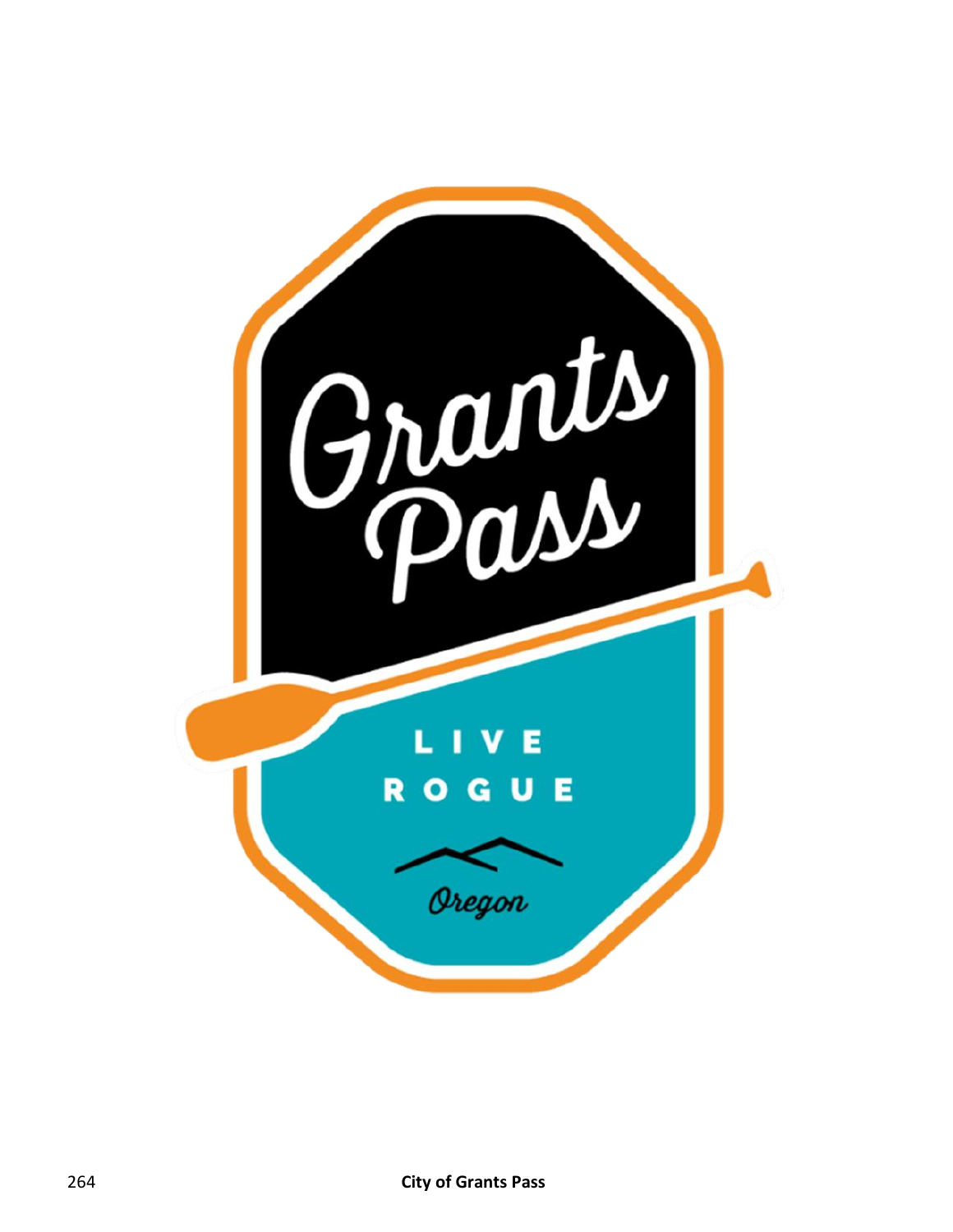Grants Pass

LIVE ROGUE

Oregon